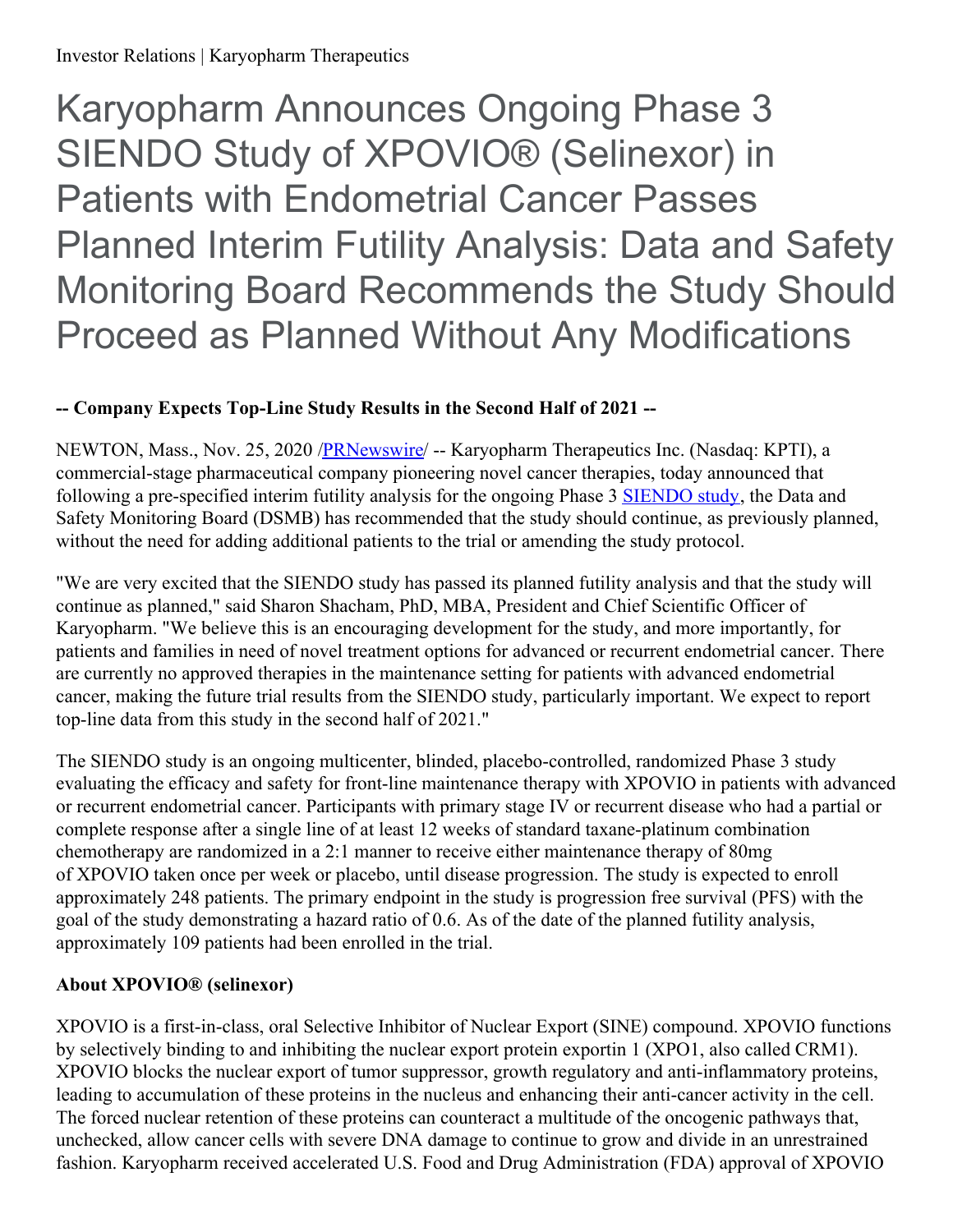Investor Relations | Karyopharm Therapeutics

# Karyopharm Announces Ongoing Phase 3 SIENDO Study of XPOVIO® (Selinexor) in Patients with Endometrial Cancer Passes Planned Interim Futility Analysis: Data and Safety Monitoring Board Recommends the Study Should Proceed as Planned Without Any Modifications

**-- Company Expects Top-Line Study Results in the Second Half of 2021 --**

NEWTON, Mass., Nov. 25, 2020 /PRNewswire/ -- Karyopharm Therapeutics Inc. (Nasdaq: KPTI), a commercial-stage pharmaceutical company pioneering novel cancer therapies, today announced that following a pre-specified interim futility analysis for the ongoing Phase 3 SIENDO study, the Data and Safety Monitoring Board (DSMB) has recommended that the study should continue, as previously planned, without the need for adding additional patients to the trial or amending the study protocol.

"We are very excited that the SIENDO study has passed its planned futility analysis and that the study will continue as planned," said Sharon Shacham, PhD, MBA, President and Chief Scientific Officer of Karyopharm. "We believe this is an encouraging development for the study, and more importantly, for patients and families in need of novel treatment options for advanced or recurrent endometrial cancer. There are currently no approved therapies in the maintenance setting for patients with advanced endometrial cancer, making the future trial results from the SIENDO study, particularly important. We expect to report top-line data from this study in the second half of 2021."

The SIENDO study is an ongoing multicenter, blinded, placebo-controlled, randomized Phase 3 study evaluating the efficacy and safety for front-line maintenance therapy with XPOVIO in patients with advanced or recurrent endometrial cancer. Participants with primary stage IV or recurrent disease who had a partial or complete response after a single line of at least 12 weeks of standard taxane-platinum combination chemotherapy are randomized in a 2:1 manner to receive either maintenance therapy of 80mg of XPOVIO taken once per week or placebo, until disease progression. The study is expected to enroll approximately 248 patients. The primary endpoint in the study is progression free survival (PFS) with the goal of the study demonstrating a hazard ratio of 0.6. As of the date of the planned futility analysis, approximately 109 patients had been enrolled in the trial.

**About XPOVIO® (selinexor)**

XPOVIO is a first-in-class, oral Selective Inhibitor of Nuclear Export (SINE) compound. XPOVIO functions by selectively binding to and inhibiting the nuclear export protein exportin 1 (XPO1, also called CRM1). XPOVIO blocks the nuclear export of tumor suppressor, growth regulatory and anti-inflammatory proteins, leading to accumulation of these proteins in the nucleus and enhancing their anti-cancer activity in the cell. The forced nuclear retention of these proteins can counteract a multitude of the oncogenic pathways that, unchecked, allow cancer cells with severe DNA damage to continue to grow and divide in an unrestrained fashion. Karyopharm received accelerated U.S. Food and Drug Administration (FDA) approval of XPOVIO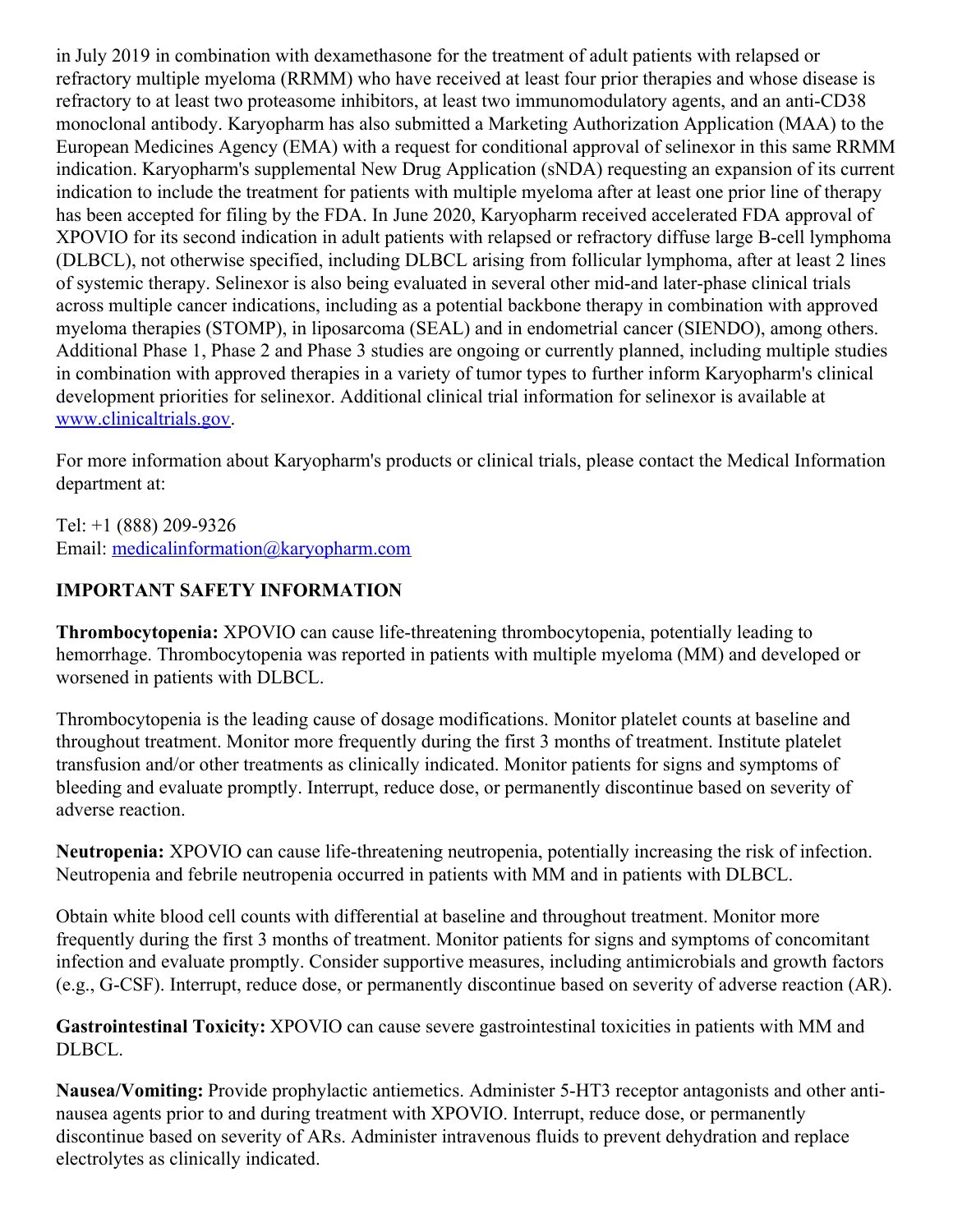in July 2019 in combination with dexamethasone for the treatment of adult patients with relapsed or refractory multiple myeloma (RRMM) who have received at least four prior therapies and whose disease is refractory to at least two proteasome inhibitors, at least two immunomodulatory agents, and an anti-CD38 monoclonal antibody. Karyopharm has also submitted a Marketing Authorization Application (MAA) to the European Medicines Agency (EMA) with a request for conditional approval of selinexor in this same RRMM indication. Karyopharm's supplemental New Drug Application (sNDA) requesting an expansion of its current indication to include the treatment for patients with multiple myeloma after at least one prior line of therapy has been accepted for filing by the FDA. In June 2020, Karyopharm received accelerated FDA approval of XPOVIO for its second indication in adult patients with relapsed or refractory diffuse large B-cell lymphoma (DLBCL), not otherwise specified, including DLBCL arising from follicular lymphoma, after at least 2 lines of systemic therapy. Selinexor is also being evaluated in several other mid-and later-phase clinical trials across multiple cancer indications, including as a potential backbone therapy in combination with approved myeloma therapies (STOMP), in liposarcoma (SEAL) and in endometrial cancer (SIENDO), among others. Additional Phase 1, Phase 2 and Phase 3 studies are ongoing or currently planned, including multiple studies in combination with approved therapies in a variety of tumor types to further inform Karyopharm's clinical development priorities for selinexor. Additional clinical trial information for selinexor is available at [www.clinicaltrials.gov](www.clinicaltrials.gov).

For more information about Karyopharm's products or clinical trials, please contact the Medical Information department at:

Tel: +1 (888) 209-9326
Email: [medicalinformation@karyopharm.com](mailto:medicalinformation@karyopharm.com)

**IMPORTANT SAFETY INFORMATION**

**Thrombocytopenia:** XPOVIO can cause life-threatening thrombocytopenia, potentially leading to hemorrhage. Thrombocytopenia was reported in patients with multiple myeloma (MM) and developed or worsened in patients with DLBCL.

Thrombocytopenia is the leading cause of dosage modifications. Monitor platelet counts at baseline and throughout treatment. Monitor more frequently during the first 3 months of treatment. Institute platelet transfusion and/or other treatments as clinically indicated. Monitor patients for signs and symptoms of bleeding and evaluate promptly. Interrupt, reduce dose, or permanently discontinue based on severity of adverse reaction.

**Neutropenia:** XPOVIO can cause life-threatening neutropenia, potentially increasing the risk of infection. Neutropenia and febrile neutropenia occurred in patients with MM and in patients with DLBCL.

Obtain white blood cell counts with differential at baseline and throughout treatment. Monitor more frequently during the first 3 months of treatment. Monitor patients for signs and symptoms of concomitant infection and evaluate promptly. Consider supportive measures, including antimicrobials and growth factors (e.g., G-CSF). Interrupt, reduce dose, or permanently discontinue based on severity of adverse reaction (AR).

**Gastrointestinal Toxicity:** XPOVIO can cause severe gastrointestinal toxicities in patients with MM and DLBCL.

**Nausea/Vomiting:** Provide prophylactic antiemetics. Administer 5-HT3 receptor antagonists and other anti-nausea agents prior to and during treatment with XPOVIO. Interrupt, reduce dose, or permanently discontinue based on severity of ARs. Administer intravenous fluids to prevent dehydration and replace electrolytes as clinically indicated.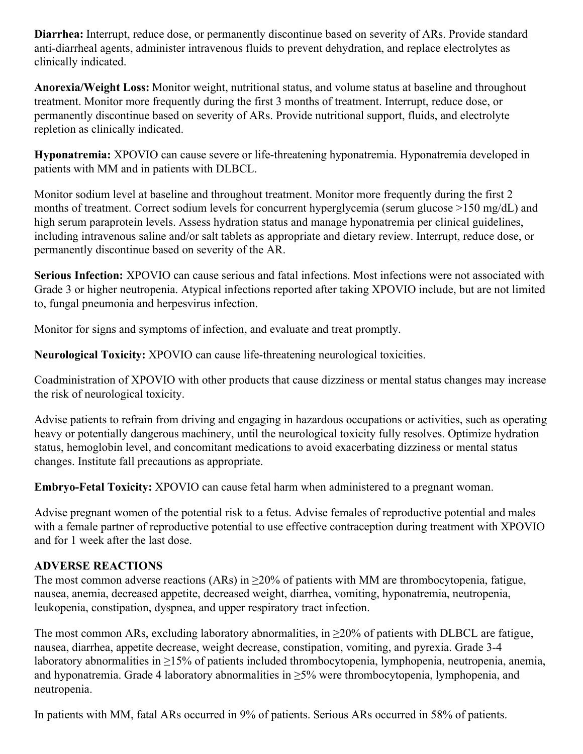**Diarrhea:** Interrupt, reduce dose, or permanently discontinue based on severity of ARs. Provide standard anti-diarrheal agents, administer intravenous fluids to prevent dehydration, and replace electrolytes as clinically indicated.

**Anorexia/Weight Loss:** Monitor weight, nutritional status, and volume status at baseline and throughout treatment. Monitor more frequently during the first 3 months of treatment. Interrupt, reduce dose, or permanently discontinue based on severity of ARs. Provide nutritional support, fluids, and electrolyte repletion as clinically indicated.

**Hyponatremia:** XPOVIO can cause severe or life-threatening hyponatremia. Hyponatremia developed in patients with MM and in patients with DLBCL.

Monitor sodium level at baseline and throughout treatment. Monitor more frequently during the first 2 months of treatment. Correct sodium levels for concurrent hyperglycemia (serum glucose >150 mg/dL) and high serum paraprotein levels. Assess hydration status and manage hyponatremia per clinical guidelines, including intravenous saline and/or salt tablets as appropriate and dietary review. Interrupt, reduce dose, or permanently discontinue based on severity of the AR.

**Serious Infection:** XPOVIO can cause serious and fatal infections. Most infections were not associated with Grade 3 or higher neutropenia. Atypical infections reported after taking XPOVIO include, but are not limited to, fungal pneumonia and herpesvirus infection.

Monitor for signs and symptoms of infection, and evaluate and treat promptly.

**Neurological Toxicity:** XPOVIO can cause life-threatening neurological toxicities.

Coadministration of XPOVIO with other products that cause dizziness or mental status changes may increase the risk of neurological toxicity.

Advise patients to refrain from driving and engaging in hazardous occupations or activities, such as operating heavy or potentially dangerous machinery, until the neurological toxicity fully resolves. Optimize hydration status, hemoglobin level, and concomitant medications to avoid exacerbating dizziness or mental status changes. Institute fall precautions as appropriate.

**Embryo-Fetal Toxicity:** XPOVIO can cause fetal harm when administered to a pregnant woman.

Advise pregnant women of the potential risk to a fetus. Advise females of reproductive potential and males with a female partner of reproductive potential to use effective contraception during treatment with XPOVIO and for 1 week after the last dose.

**ADVERSE REACTIONS**

The most common adverse reactions (ARs) in ≥20% of patients with MM are thrombocytopenia, fatigue, nausea, anemia, decreased appetite, decreased weight, diarrhea, vomiting, hyponatremia, neutropenia, leukopenia, constipation, dyspnea, and upper respiratory tract infection.

The most common ARs, excluding laboratory abnormalities, in ≥20% of patients with DLBCL are fatigue, nausea, diarrhea, appetite decrease, weight decrease, constipation, vomiting, and pyrexia. Grade 3-4 laboratory abnormalities in ≥15% of patients included thrombocytopenia, lymphopenia, neutropenia, anemia, and hyponatremia. Grade 4 laboratory abnormalities in ≥5% were thrombocytopenia, lymphopenia, and neutropenia.

In patients with MM, fatal ARs occurred in 9% of patients. Serious ARs occurred in 58% of patients.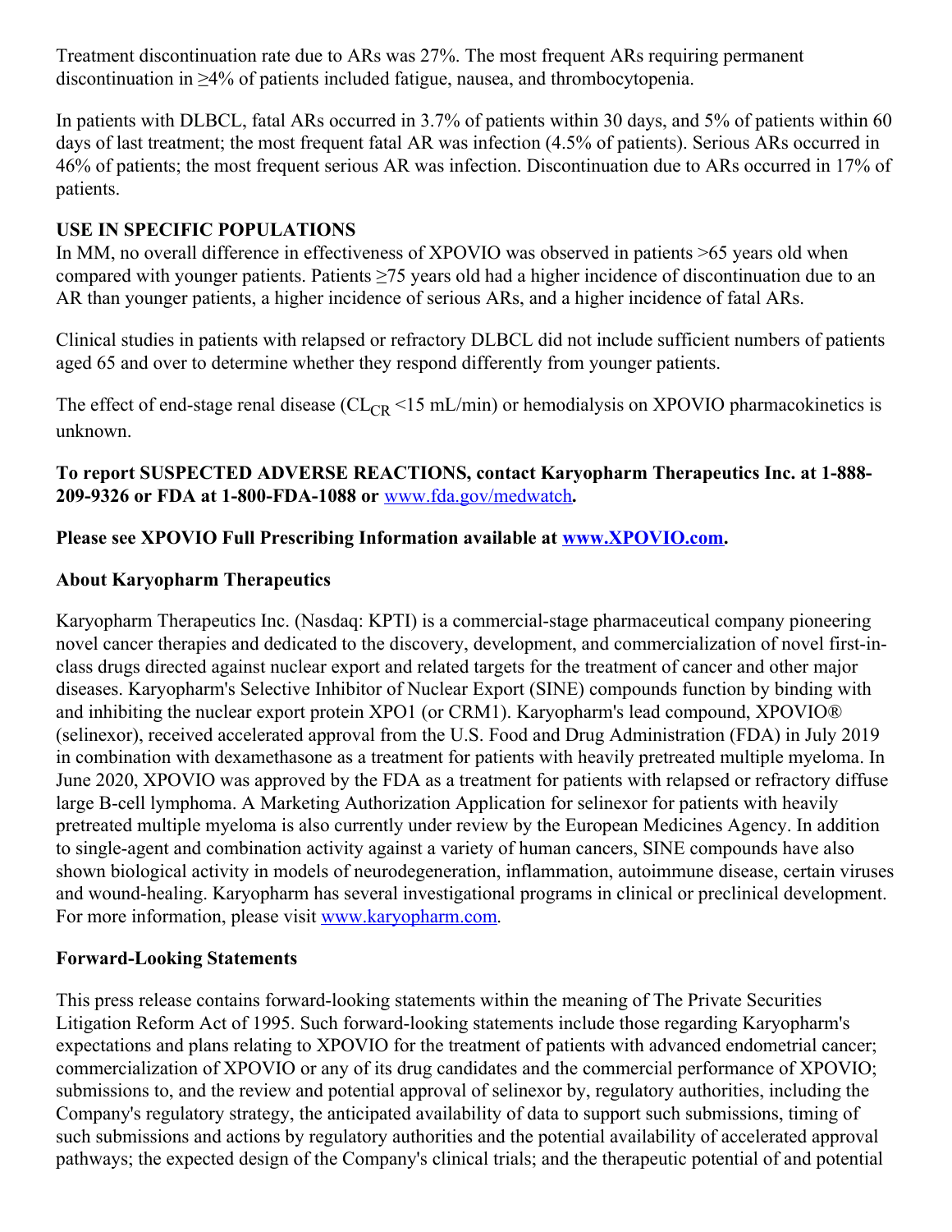Treatment discontinuation rate due to ARs was 27%. The most frequent ARs requiring permanent discontinuation in ≥4% of patients included fatigue, nausea, and thrombocytopenia.

In patients with DLBCL, fatal ARs occurred in 3.7% of patients within 30 days, and 5% of patients within 60 days of last treatment; the most frequent fatal AR was infection (4.5% of patients). Serious ARs occurred in 46% of patients; the most frequent serious AR was infection. Discontinuation due to ARs occurred in 17% of patients.

**USE IN SPECIFIC POPULATIONS**

In MM, no overall difference in effectiveness of XPOVIO was observed in patients >65 years old when compared with younger patients. Patients ≥75 years old had a higher incidence of discontinuation due to an AR than younger patients, a higher incidence of serious ARs, and a higher incidence of fatal ARs.

Clinical studies in patients with relapsed or refractory DLBCL did not include sufficient numbers of patients aged 65 and over to determine whether they respond differently from younger patients.

The effect of end-stage renal disease ($CL_{CR}$ <15 mL/min) or hemodialysis on XPOVIO pharmacokinetics is unknown.

**To report SUSPECTED ADVERSE REACTIONS, contact Karyopharm Therapeutics Inc. at 1-888-209-9326 or FDA at 1-800-FDA-1088 or** www.fda.gov/medwatch**.**

**Please see XPOVIO Full Prescribing Information available at www.XPOVIO.com.**

**About Karyopharm Therapeutics**

Karyopharm Therapeutics Inc. (Nasdaq: KPTI) is a commercial-stage pharmaceutical company pioneering novel cancer therapies and dedicated to the discovery, development, and commercialization of novel first-in-class drugs directed against nuclear export and related targets for the treatment of cancer and other major diseases. Karyopharm's Selective Inhibitor of Nuclear Export (SINE) compounds function by binding with and inhibiting the nuclear export protein XPO1 (or CRM1). Karyopharm's lead compound, XPOVIO® (selinexor), received accelerated approval from the U.S. Food and Drug Administration (FDA) in July 2019 in combination with dexamethasone as a treatment for patients with heavily pretreated multiple myeloma. In June 2020, XPOVIO was approved by the FDA as a treatment for patients with relapsed or refractory diffuse large B-cell lymphoma. A Marketing Authorization Application for selinexor for patients with heavily pretreated multiple myeloma is also currently under review by the European Medicines Agency. In addition to single-agent and combination activity against a variety of human cancers, SINE compounds have also shown biological activity in models of neurodegeneration, inflammation, autoimmune disease, certain viruses and wound-healing. Karyopharm has several investigational programs in clinical or preclinical development. For more information, please visit www.karyopharm.com.

**Forward-Looking Statements**

This press release contains forward-looking statements within the meaning of The Private Securities Litigation Reform Act of 1995. Such forward-looking statements include those regarding Karyopharm's expectations and plans relating to XPOVIO for the treatment of patients with advanced endometrial cancer; commercialization of XPOVIO or any of its drug candidates and the commercial performance of XPOVIO; submissions to, and the review and potential approval of selinexor by, regulatory authorities, including the Company's regulatory strategy, the anticipated availability of data to support such submissions, timing of such submissions and actions by regulatory authorities and the potential availability of accelerated approval pathways; the expected design of the Company's clinical trials; and the therapeutic potential of and potential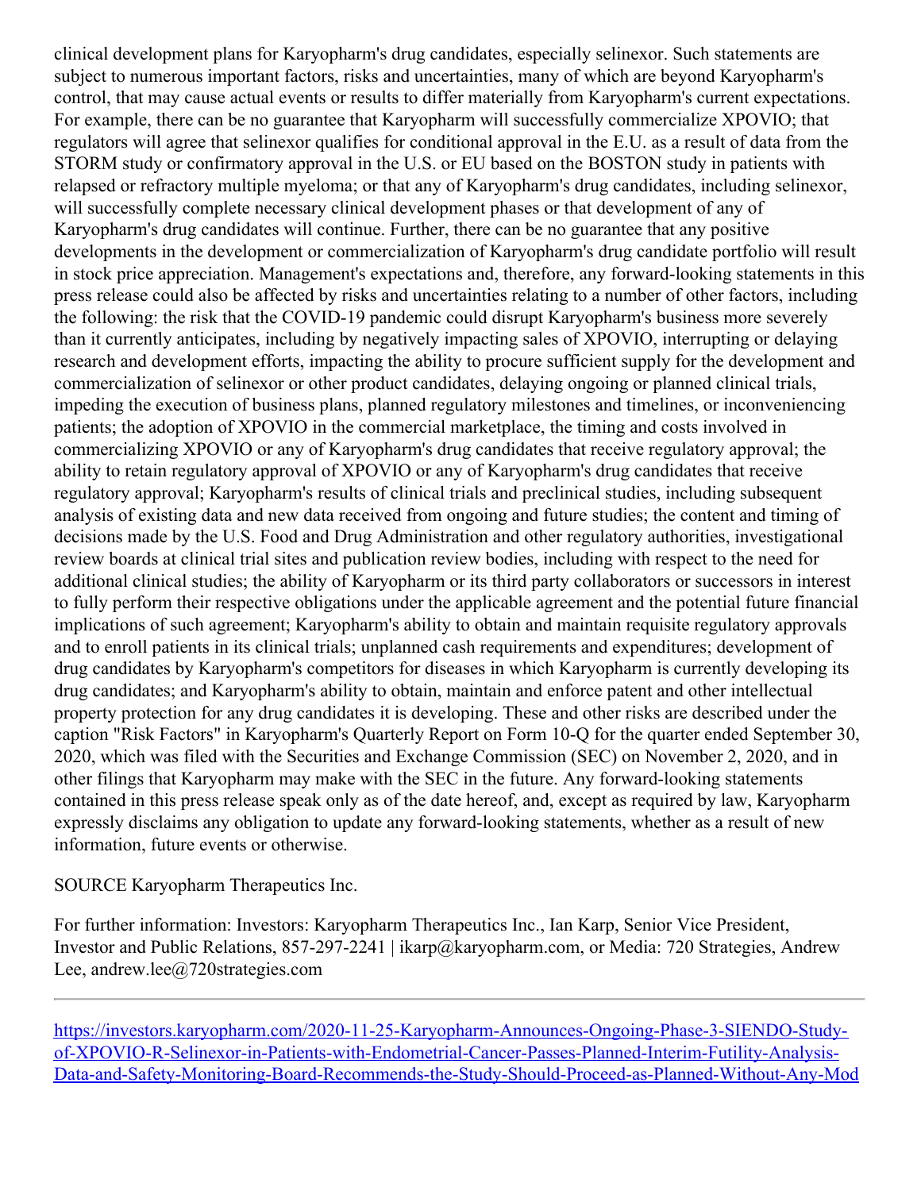clinical development plans for Karyopharm's drug candidates, especially selinexor. Such statements are subject to numerous important factors, risks and uncertainties, many of which are beyond Karyopharm's control, that may cause actual events or results to differ materially from Karyopharm's current expectations. For example, there can be no guarantee that Karyopharm will successfully commercialize XPOVIO; that regulators will agree that selinexor qualifies for conditional approval in the E.U. as a result of data from the STORM study or confirmatory approval in the U.S. or EU based on the BOSTON study in patients with relapsed or refractory multiple myeloma; or that any of Karyopharm's drug candidates, including selinexor, will successfully complete necessary clinical development phases or that development of any of Karyopharm's drug candidates will continue. Further, there can be no guarantee that any positive developments in the development or commercialization of Karyopharm's drug candidate portfolio will result in stock price appreciation. Management's expectations and, therefore, any forward-looking statements in this press release could also be affected by risks and uncertainties relating to a number of other factors, including the following: the risk that the COVID-19 pandemic could disrupt Karyopharm's business more severely than it currently anticipates, including by negatively impacting sales of XPOVIO, interrupting or delaying research and development efforts, impacting the ability to procure sufficient supply for the development and commercialization of selinexor or other product candidates, delaying ongoing or planned clinical trials, impeding the execution of business plans, planned regulatory milestones and timelines, or inconveniencing patients; the adoption of XPOVIO in the commercial marketplace, the timing and costs involved in commercializing XPOVIO or any of Karyopharm's drug candidates that receive regulatory approval; the ability to retain regulatory approval of XPOVIO or any of Karyopharm's drug candidates that receive regulatory approval; Karyopharm's results of clinical trials and preclinical studies, including subsequent analysis of existing data and new data received from ongoing and future studies; the content and timing of decisions made by the U.S. Food and Drug Administration and other regulatory authorities, investigational review boards at clinical trial sites and publication review bodies, including with respect to the need for additional clinical studies; the ability of Karyopharm or its third party collaborators or successors in interest to fully perform their respective obligations under the applicable agreement and the potential future financial implications of such agreement; Karyopharm's ability to obtain and maintain requisite regulatory approvals and to enroll patients in its clinical trials; unplanned cash requirements and expenditures; development of drug candidates by Karyopharm's competitors for diseases in which Karyopharm is currently developing its drug candidates; and Karyopharm's ability to obtain, maintain and enforce patent and other intellectual property protection for any drug candidates it is developing. These and other risks are described under the caption "Risk Factors" in Karyopharm's Quarterly Report on Form 10-Q for the quarter ended September 30, 2020, which was filed with the Securities and Exchange Commission (SEC) on November 2, 2020, and in other filings that Karyopharm may make with the SEC in the future. Any forward-looking statements contained in this press release speak only as of the date hereof, and, except as required by law, Karyopharm expressly disclaims any obligation to update any forward-looking statements, whether as a result of new information, future events or otherwise.

SOURCE Karyopharm Therapeutics Inc.

For further information: Investors: Karyopharm Therapeutics Inc., Ian Karp, Senior Vice President, Investor and Public Relations, 857-297-2241 | ikarp@karyopharm.com, or Media: 720 Strategies, Andrew Lee, andrew.lee@720strategies.com

---

https://investors.karyopharm.com/2020-11-25-Karyopharm-Announces-Ongoing-Phase-3-SIENDO-Study-of-XPOVIO-R-Selinexor-in-Patients-with-Endometrial-Cancer-Passes-Planned-Interim-Futility-Analysis-Data-and-Safety-Monitoring-Board-Recommends-the-Study-Should-Proceed-as-Planned-Without-Any-Mod